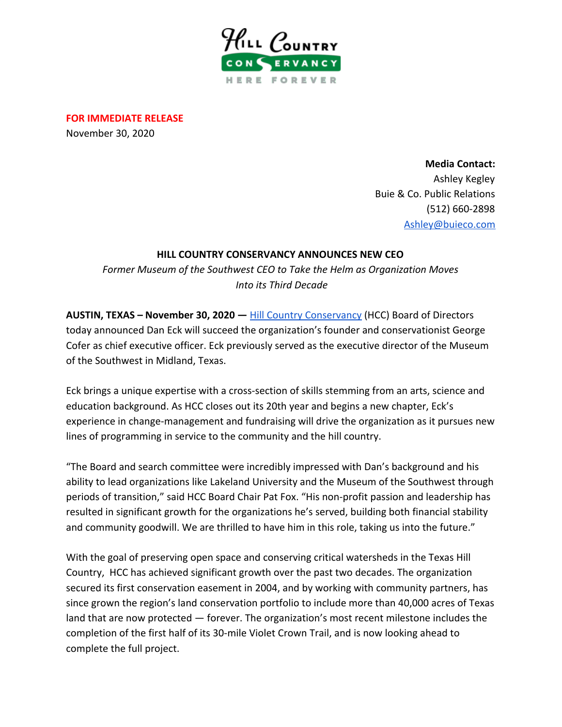**FOR IMMEDIATE RELEASE**
November 30, 2020

**Media Contact:**
Ashley Kegley
Buie & Co. Public Relations
(512) 660-2898
Ashley@buieco.com

# HILL COUNTRY CONSERVANCY ANNOUNCES NEW CEO

*Former Museum of the Southwest CEO to Take the Helm as Organization Moves Into its Third Decade*

**AUSTIN, TEXAS – November 30, 2020 —** Hill Country Conservancy (HCC) Board of Directors today announced Dan Eck will succeed the organization's founder and conservationist George Cofer as chief executive officer. Eck previously served as the executive director of the Museum of the Southwest in Midland, Texas.

Eck brings a unique expertise with a cross-section of skills stemming from an arts, science and education background. As HCC closes out its 20th year and begins a new chapter, Eck's experience in change-management and fundraising will drive the organization as it pursues new lines of programming in service to the community and the hill country.

"The Board and search committee were incredibly impressed with Dan's background and his ability to lead organizations like Lakeland University and the Museum of the Southwest through periods of transition," said HCC Board Chair Pat Fox. "His non-profit passion and leadership has resulted in significant growth for the organizations he's served, building both financial stability and community goodwill. We are thrilled to have him in this role, taking us into the future."

With the goal of preserving open space and conserving critical watersheds in the Texas Hill Country, HCC has achieved significant growth over the past two decades. The organization secured its first conservation easement in 2004, and by working with community partners, has since grown the region's land conservation portfolio to include more than 40,000 acres of Texas land that are now protected — forever. The organization's most recent milestone includes the completion of the first half of its 30-mile Violet Crown Trail, and is now looking ahead to complete the full project.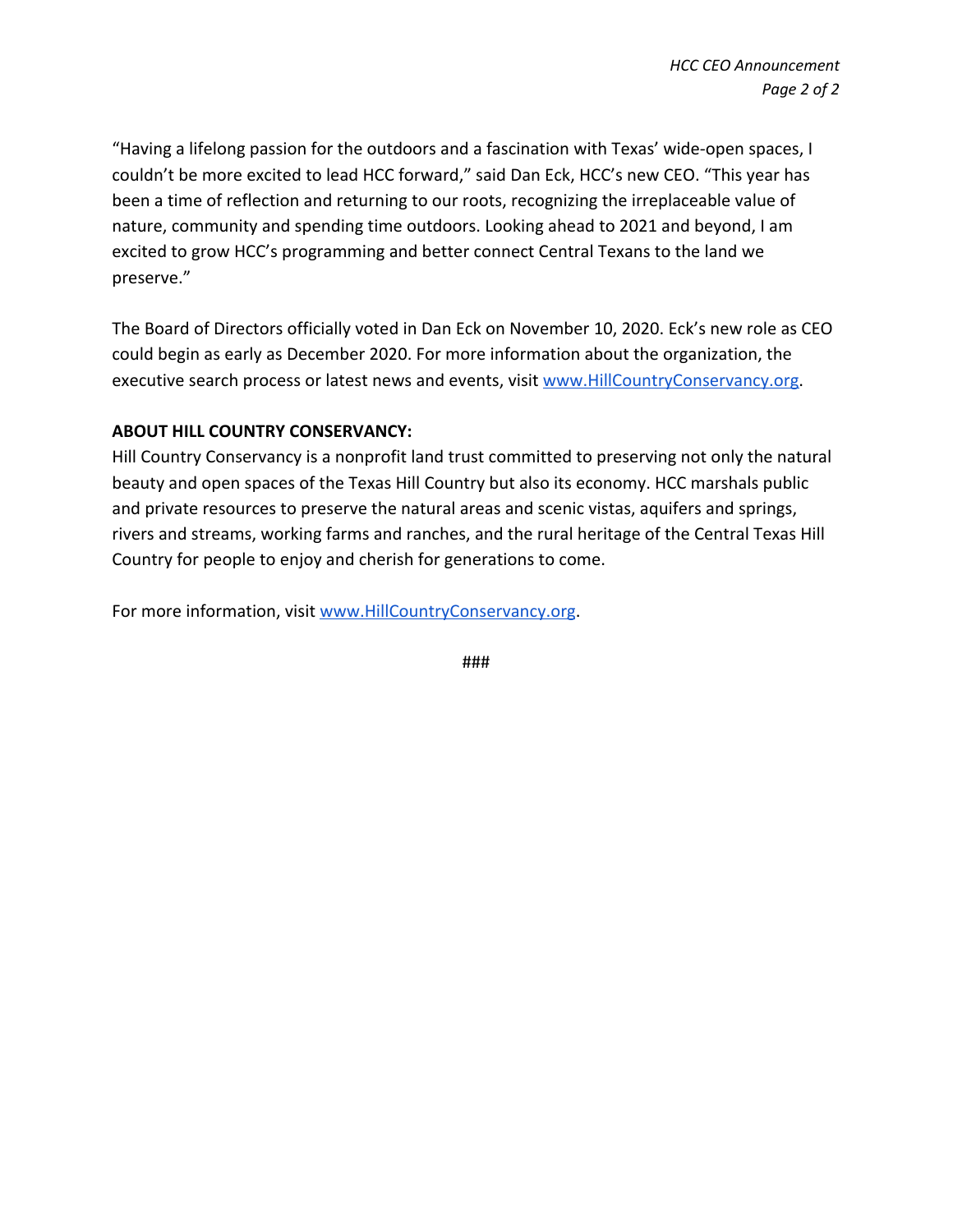"Having a lifelong passion for the outdoors and a fascination with Texas' wide-open spaces, I couldn't be more excited to lead HCC forward," said Dan Eck, HCC's new CEO. "This year has been a time of reflection and returning to our roots, recognizing the irreplaceable value of nature, community and spending time outdoors. Looking ahead to 2021 and beyond, I am excited to grow HCC's programming and better connect Central Texans to the land we preserve."

The Board of Directors officially voted in Dan Eck on November 10, 2020. Eck's new role as CEO could begin as early as December 2020. For more information about the organization, the executive search process or latest news and events, visit [www.HillCountryConservancy.org](www.HillCountryConservancy.org).

**ABOUT HILL COUNTRY CONSERVANCY:**

Hill Country Conservancy is a nonprofit land trust committed to preserving not only the natural beauty and open spaces of the Texas Hill Country but also its economy. HCC marshals public and private resources to preserve the natural areas and scenic vistas, aquifers and springs, rivers and streams, working farms and ranches, and the rural heritage of the Central Texas Hill Country for people to enjoy and cherish for generations to come.

For more information, visit [www.HillCountryConservancy.org](www.HillCountryConservancy.org).

###